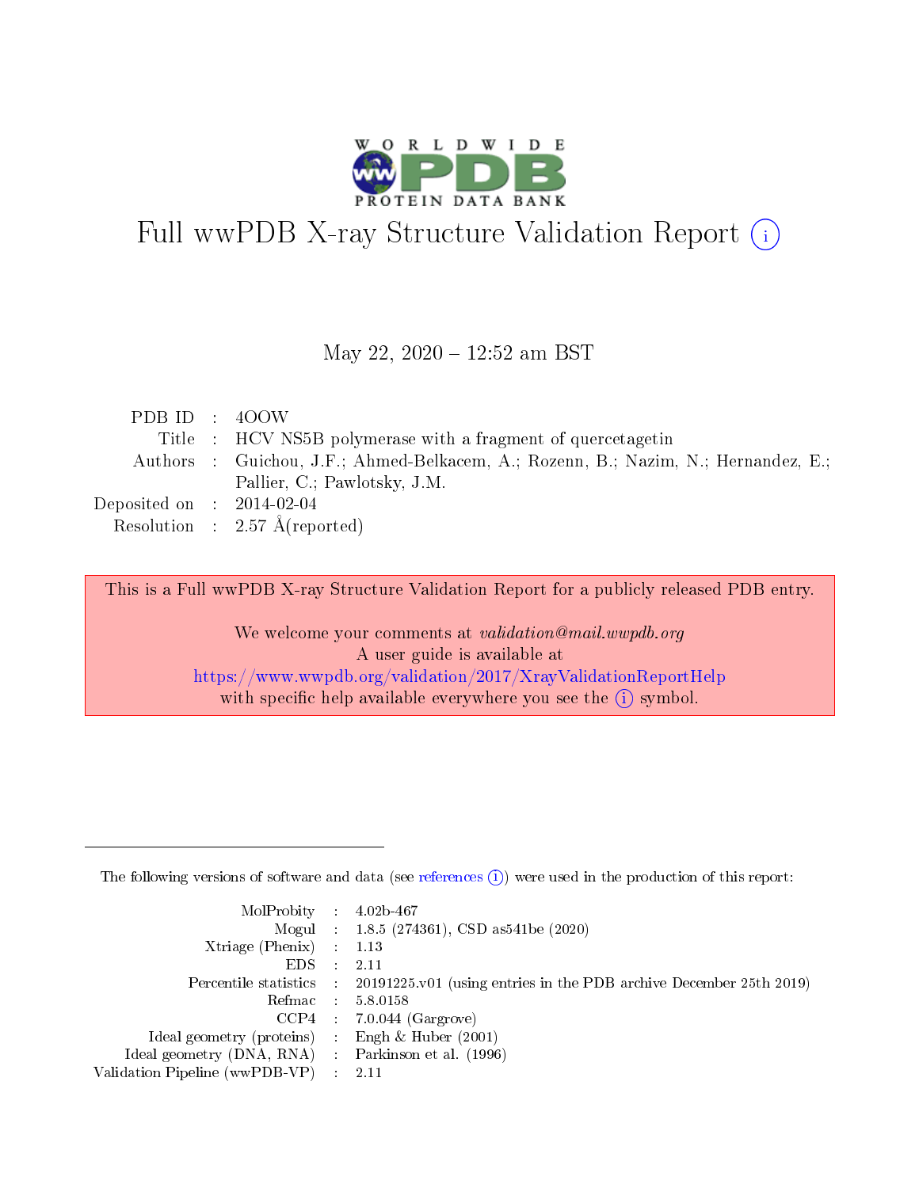# Full wwPDB X-ray Structure Validation Report (i)

May 22, 2020 – 12:52 am BST

| | | |
|---|---|---|
| PDB ID | : | 4OOW |
| Title | : | HCV NS5B polymerase with a fragment of quercetagetin |
| Authors | : | Guichou, J.F.; Ahmed-Belkacem, A.; Rozenn, B.; Nazim, N.; Hernandez, E.; Pallier, C.; Pawlotsky, J.M. |
| Deposited on | : | 2014-02-04 |
| Resolution | : | 2.57 Å(reported) |

This is a Full wwPDB X-ray Structure Validation Report for a publicly released PDB entry.

We welcome your comments at *validation@mail.wwpdb.org*
A user guide is available at
https://www.wwpdb.org/validation/2017/XrayValidationReportHelp
with specific help available everywhere you see the (i) symbol.

---

The following versions of software and data (see references (i)) were used in the production of this report:

| | | |
|---|---|---|
| MolProbity | : | 4.02b-467 |
| Mogul | : | 1.8.5 (274361), CSD as541be (2020) |
| Xtriage (Phenix) | : | 1.13 |
| EDS | : | 2.11 |
| Percentile statistics | : | 20191225.v01 (using entries in the PDB archive December 25th 2019) |
| Refmac | : | 5.8.0158 |
| CCP4 | : | 7.0.044 (Gargrove) |
| Ideal geometry (proteins) | : | Engh & Huber (2001) |
| Ideal geometry (DNA, RNA) | : | Parkinson et al. (1996) |
| Validation Pipeline (wwPDB-VP) | : | 2.11 |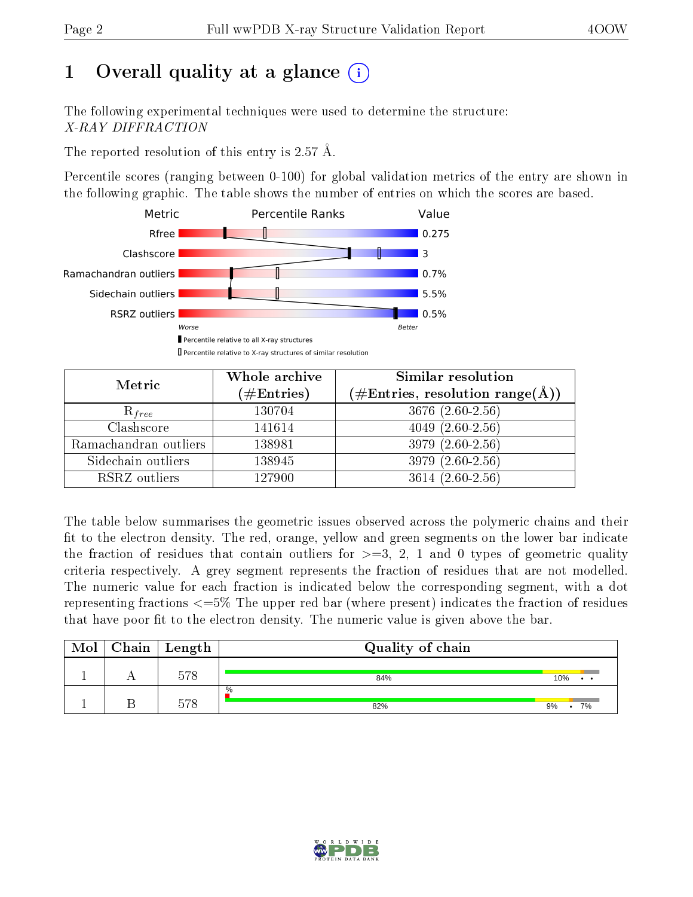# 1 Overall quality at a glance (i)

The following experimental techniques were used to determine the structure:
*X-RAY DIFFRACTION*

The reported resolution of this entry is 2.57 Å.

Percentile scores (ranging between 0-100) for global validation metrics of the entry are shown in the following graphic. The table shows the number of entries on which the scores are based.

| Metric | Value |
|---|---|
| Rfree | 0.275 |
| Clashscore | 3 |
| Ramachandran outliers | 0.7% |
| Sidechain outliers | 5.5% |
| RSRZ outliers | 0.5% |

Worse — Better

▮ Percentile relative to all X-ray structures
▯ Percentile relative to X-ray structures of similar resolution

| Metric | Whole archive (#Entries) | Similar resolution (#Entries, resolution range(Å)) |
|---|---|---|
| $R_{free}$ | 130704 | 3676 (2.60-2.56) |
| Clashscore | 141614 | 4049 (2.60-2.56) |
| Ramachandran outliers | 138981 | 3979 (2.60-2.56) |
| Sidechain outliers | 138945 | 3979 (2.60-2.56) |
| RSRZ outliers | 127900 | 3614 (2.60-2.56) |

The table below summarises the geometric issues observed across the polymeric chains and their fit to the electron density. The red, orange, yellow and green segments on the lower bar indicate the fraction of residues that contain outliers for >=3, 2, 1 and 0 types of geometric quality criteria respectively. A grey segment represents the fraction of residues that are not modelled. The numeric value for each fraction is indicated below the corresponding segment, with a dot representing fractions <=5% The upper red bar (where present) indicates the fraction of residues that have poor fit to the electron density. The numeric value is given above the bar.

| Mol | Chain | Length | Quality of chain |
|---|---|---|---|
| 1 | A | 578 | 84% · 10% · • • |
| 1 | B | 578 | % · 82% · 9% · • · 7% |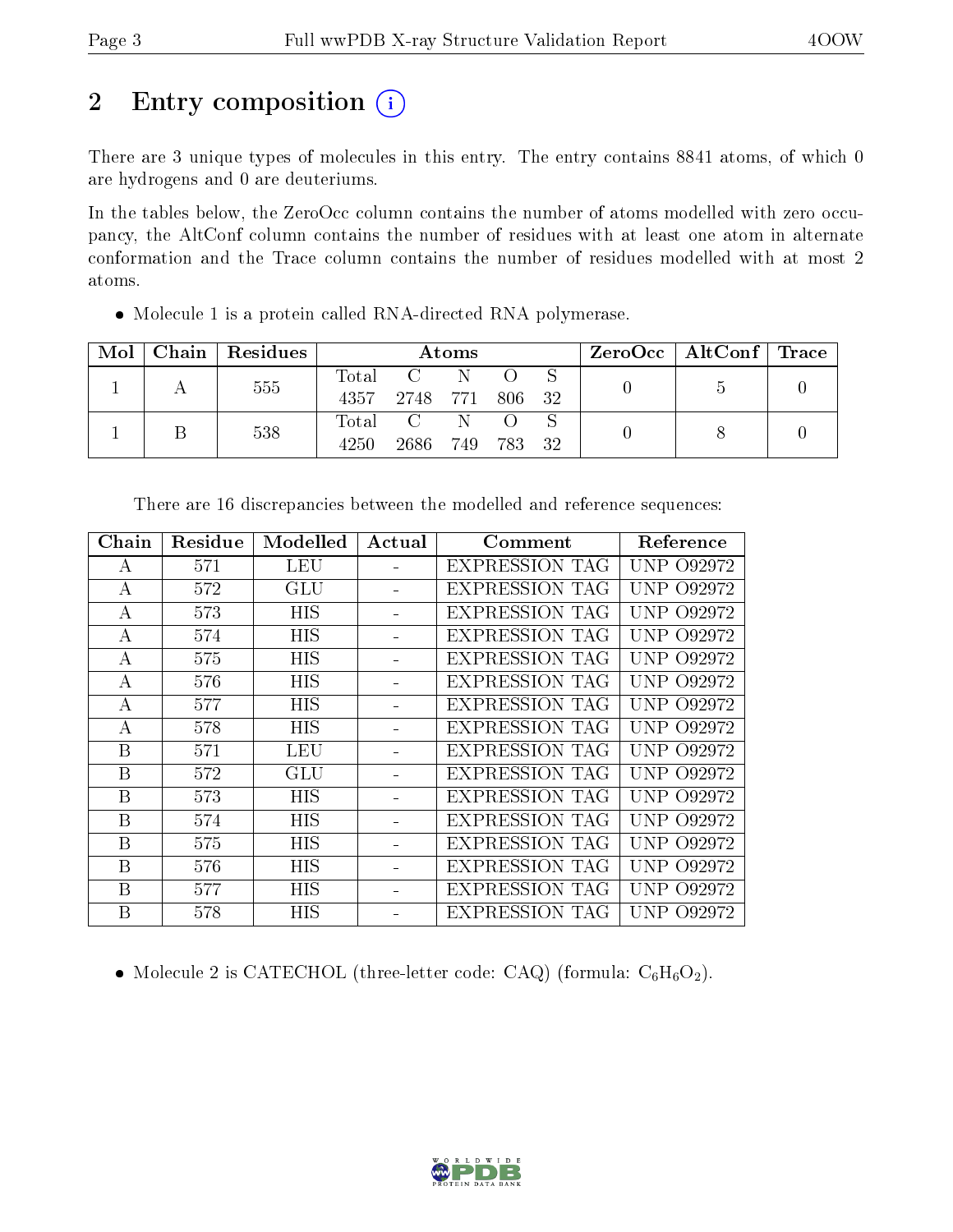# 2 Entry composition

There are 3 unique types of molecules in this entry. The entry contains 8841 atoms, of which 0 are hydrogens and 0 are deuteriums.

In the tables below, the ZeroOcc column contains the number of atoms modelled with zero occupancy, the AltConf column contains the number of residues with at least one atom in alternate conformation and the Trace column contains the number of residues modelled with at most 2 atoms.

- Molecule 1 is a protein called RNA-directed RNA polymerase.

| Mol | Chain | Residues | Atoms | | | | | ZeroOcc | AltConf | Trace |
|---|---|---|---|---|---|---|---|---|---|---|
| 1 | A | 555 | Total<br>4357 | C<br>2748 | N<br>771 | O<br>806 | S<br>32 | 0 | 5 | 0 |
| 1 | B | 538 | Total<br>4250 | C<br>2686 | N<br>749 | O<br>783 | S<br>32 | 0 | 8 | 0 |

There are 16 discrepancies between the modelled and reference sequences:

| Chain | Residue | Modelled | Actual | Comment | Reference |
|---|---|---|---|---|---|
| A | 571 | LEU | - | EXPRESSION TAG | UNP O92972 |
| A | 572 | GLU | - | EXPRESSION TAG | UNP O92972 |
| A | 573 | HIS | - | EXPRESSION TAG | UNP O92972 |
| A | 574 | HIS | - | EXPRESSION TAG | UNP O92972 |
| A | 575 | HIS | - | EXPRESSION TAG | UNP O92972 |
| A | 576 | HIS | - | EXPRESSION TAG | UNP O92972 |
| A | 577 | HIS | - | EXPRESSION TAG | UNP O92972 |
| A | 578 | HIS | - | EXPRESSION TAG | UNP O92972 |
| B | 571 | LEU | - | EXPRESSION TAG | UNP O92972 |
| B | 572 | GLU | - | EXPRESSION TAG | UNP O92972 |
| B | 573 | HIS | - | EXPRESSION TAG | UNP O92972 |
| B | 574 | HIS | - | EXPRESSION TAG | UNP O92972 |
| B | 575 | HIS | - | EXPRESSION TAG | UNP O92972 |
| B | 576 | HIS | - | EXPRESSION TAG | UNP O92972 |
| B | 577 | HIS | - | EXPRESSION TAG | UNP O92972 |
| B | 578 | HIS | - | EXPRESSION TAG | UNP O92972 |

- Molecule 2 is CATECHOL (three-letter code: CAQ) (formula: $C_6H_6O_2$).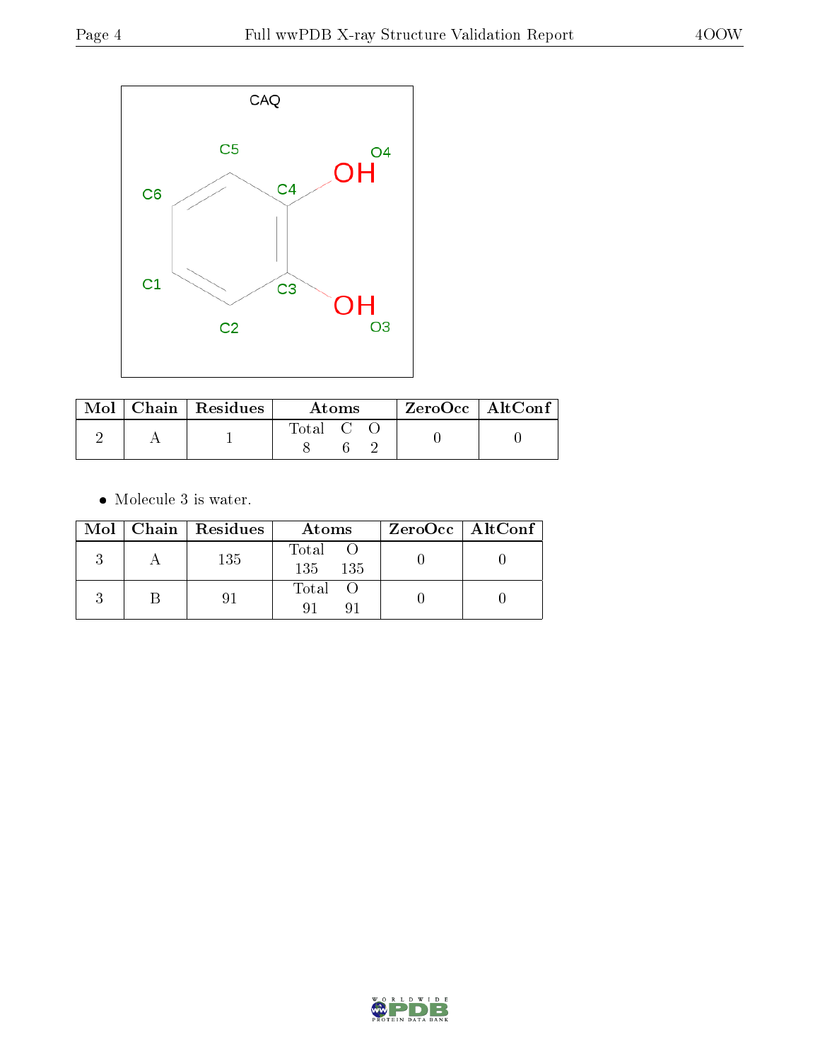CAQ

| Mol | Chain | Residues | Atoms | | | ZeroOcc | AltConf |
|---|---|---|---|---|---|---|---|
| | | | Total | C | O | | |
| 2 | A | 1 | 8 | 6 | 2 | 0 | 0 |

- Molecule 3 is water.

| Mol | Chain | Residues | Atoms | | ZeroOcc | AltConf |
|---|---|---|---|---|---|---|
| | | | Total | O | | |
| 3 | A | 135 | 135 | 135 | 0 | 0 |
| 3 | B | 91 | 91 | 91 | 0 | 0 |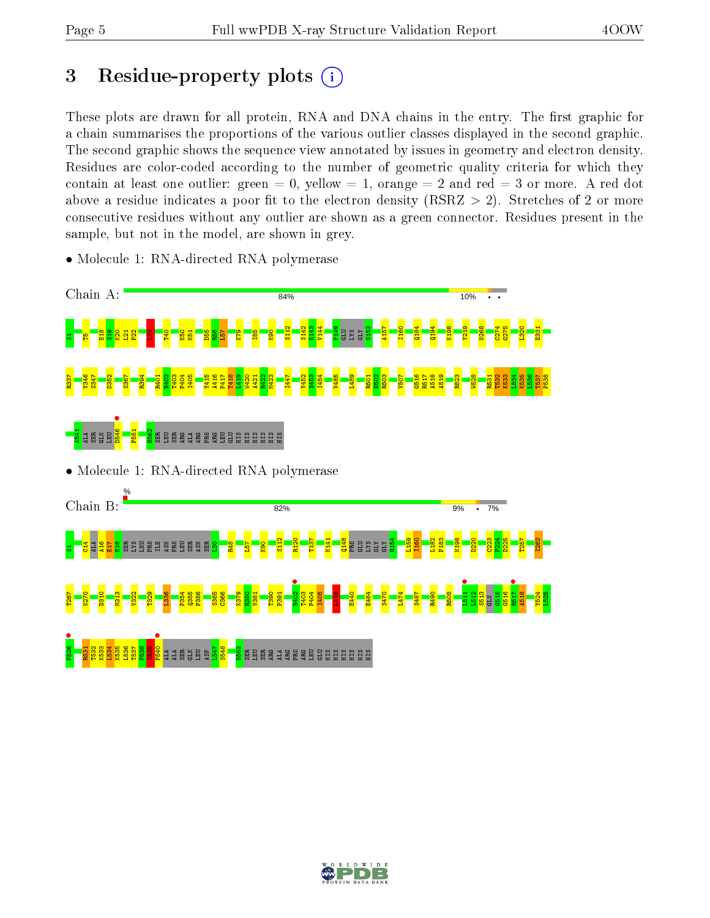# 3 Residue-property plots

These plots are drawn for all protein, RNA and DNA chains in the entry. The first graphic for a chain summarises the proportions of the various outlier classes displayed in the second graphic. The second graphic shows the sequence view annotated by issues in geometry and electron density. Residues are color-coded according to the number of geometric quality criteria for which they contain at least one outlier: green = 0, yellow = 1, orange = 2 and red = 3 or more. A red dot above a residue indicates a poor fit to the electron density (RSRZ > 2). Stretches of 2 or more consecutive residues without any outlier are shown as a green connector. Residues present in the sample, but not in the model, are shown in grey.

- Molecule 1: RNA-directed RNA polymerase

Chain A: 84% 10% • •

S1 T5 E18 S19 K20 L21 P22 I31 T40 K50 K51 D55 N56 L57 K79 I85 K90 S112 S142 E143 V144 P149 GLU LYS GLY G153 A157 I160 Q184 Q194 K198 Y219 M268 C274 G275 L320 E331 R337 Y346 S347 D352 S367 R394 R401 H402 T403 P404 I405 Y415 A416 P417 T418 L419 W420 A421 R422 M423 I447 Y452 S453 I454 V485 L489 R501 H502 R503 V507 G516 R517 A518 A519 R523 W528 R531 T532 K533 L534 K535 L536 T537 P538 A541 ALA SER GLN LEU D546 F551 H562 SER LEU SER ARG ALA ARG PRO ARG LEU GLU HIS HIS HIS HIS HIS HIS

- Molecule 1: RNA-directed RNA polymerase

Chain B: % 82% 9% • 7%

S1 C14 ALA A16 E17 E18 SER LYS LEU PRO ILE ASN PRO LEU SER ASN SER L30 R48 L57 K90 S112 R120 T137 K141 Q148 PRO GLU LYS GLY GLY R154 L159 I160 L182 P183 K198 D220 C223 F224 D225 T257 I262 T267 K270 D310 M313 V322 T329 L336 P354 Q355 P356 S365 C366 K379 R380 V381 T390 P391 H402 T403 P404 I405 I419 E440 E464 S470 L474 S487 R490 R505 L511 L512 S513 GLN G515 G516 R517 A518 Y524 L525 P526 R531 T532 K533 L534 K535 L536 T537 P538 L539 P540 ALA ALA SER GLN LEU ASP L547 S548 H562 SER LEU SER ARG ALA ARG PRO ARG LEU GLU HIS HIS HIS HIS HIS HIS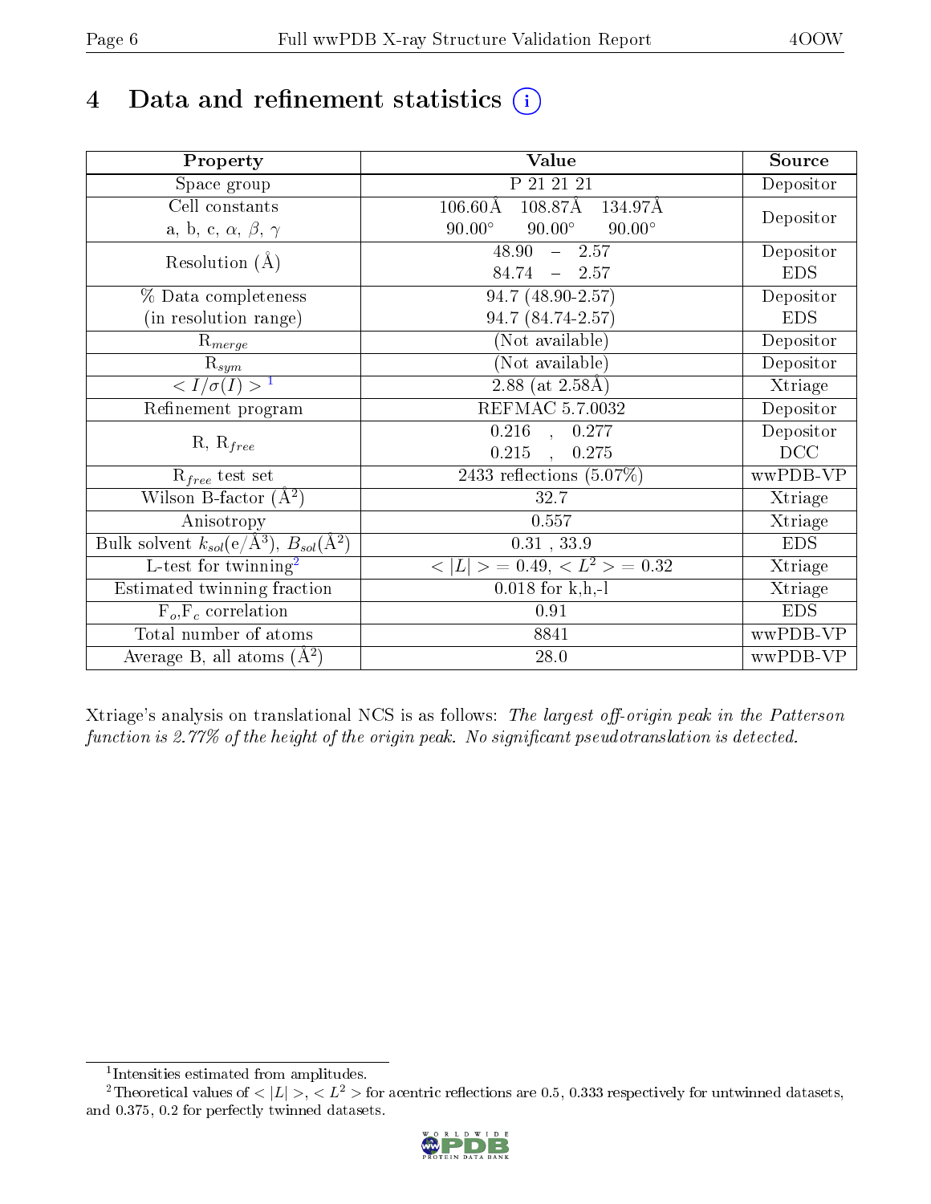# 4 Data and refinement statistics (i)

| Property | Value | Source |
|---|---|---|
| Space group | P 21 21 21 | Depositor |
| Cell constants<br>a, b, c, $\alpha$, $\beta$, $\gamma$ | 106.60Å 108.87Å 134.97Å<br>90.00° 90.00° 90.00° | Depositor |
| Resolution (Å) | 48.90 – 2.57<br>84.74 – 2.57 | Depositor<br>EDS |
| % Data completeness<br>(in resolution range) | 94.7 (48.90-2.57)<br>94.7 (84.74-2.57) | Depositor<br>EDS |
| $R_{merge}$ | (Not available) | Depositor |
| $R_{sym}$ | (Not available) | Depositor |
| $< I/\sigma(I) >$ [1] | 2.88 (at 2.58Å) | Xtriage |
| Refinement program | REFMAC 5.7.0032 | Depositor |
| R, $R_{free}$ | 0.216 , 0.277<br>0.215 , 0.275 | Depositor<br>DCC |
| $R_{free}$ test set | 2433 reflections (5.07%) | wwPDB-VP |
| Wilson B-factor (Å$^2$) | 32.7 | Xtriage |
| Anisotropy | 0.557 | Xtriage |
| Bulk solvent $k_{sol}$(e/Å$^3$), $B_{sol}$(Å$^2$) | 0.31 , 33.9 | EDS |
| L-test for twinning[2] | $< \|L\| >$ = 0.49, $< L^2 >$ = 0.32 | Xtriage |
| Estimated twinning fraction | 0.018 for k,h,-l | Xtriage |
| $F_o$,$F_c$ correlation | 0.91 | EDS |
| Total number of atoms | 8841 | wwPDB-VP |
| Average B, all atoms (Å$^2$) | 28.0 | wwPDB-VP |

Xtriage's analysis on translational NCS is as follows: *The largest off-origin peak in the Patterson function is 2.77% of the height of the origin peak. No significant pseudotranslation is detected.*

[1] Intensities estimated from amplitudes.

[2] Theoretical values of $< |L| >$, $< L^2 >$ for acentric reflections are 0.5, 0.333 respectively for untwinned datasets, and 0.375, 0.2 for perfectly twinned datasets.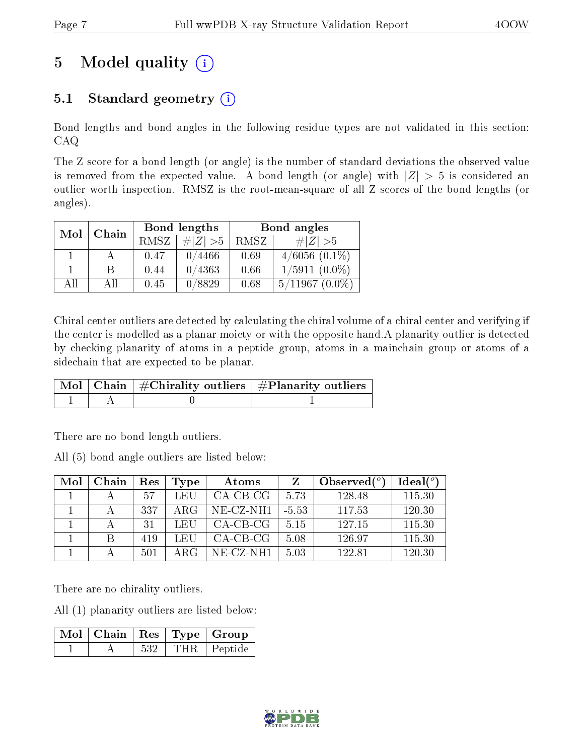# 5 Model quality

## 5.1 Standard geometry

Bond lengths and bond angles in the following residue types are not validated in this section: CAQ

The Z score for a bond length (or angle) is the number of standard deviations the observed value is removed from the expected value. A bond length (or angle) with $|Z| > 5$ is considered an outlier worth inspection. RMSZ is the root-mean-square of all Z scores of the bond lengths (or angles).

| Mol | Chain | Bond lengths | | Bond angles | |
|---|---|---|---|---|---|
| | | RMSZ | $\#\|Z\| > 5$ | RMSZ | $\#\|Z\| > 5$ |
| 1 | A | 0.47 | 0/4466 | 0.69 | 4/6056 (0.1%) |
| 1 | B | 0.44 | 0/4363 | 0.66 | 1/5911 (0.0%) |
| All | All | 0.45 | 0/8829 | 0.68 | 5/11967 (0.0%) |

Chiral center outliers are detected by calculating the chiral volume of a chiral center and verifying if the center is modelled as a planar moiety or with the opposite hand.A planarity outlier is detected by checking planarity of atoms in a peptide group, atoms in a mainchain group or atoms of a sidechain that are expected to be planar.

| Mol | Chain | #Chirality outliers | #Planarity outliers |
|---|---|---|---|
| 1 | A | 0 | 1 |

There are no bond length outliers.

All (5) bond angle outliers are listed below:

| Mol | Chain | Res | Type | Atoms | Z | Observed($^o$) | Ideal($^o$) |
|---|---|---|---|---|---|---|---|
| 1 | A | 57 | LEU | CA-CB-CG | 5.73 | 128.48 | 115.30 |
| 1 | A | 337 | ARG | NE-CZ-NH1 | -5.53 | 117.53 | 120.30 |
| 1 | A | 31 | LEU | CA-CB-CG | 5.15 | 127.15 | 115.30 |
| 1 | B | 419 | LEU | CA-CB-CG | 5.08 | 126.97 | 115.30 |
| 1 | A | 501 | ARG | NE-CZ-NH1 | 5.03 | 122.81 | 120.30 |

There are no chirality outliers.

All (1) planarity outliers are listed below:

| Mol | Chain | Res | Type | Group |
|---|---|---|---|---|
| 1 | A | 532 | THR | Peptide |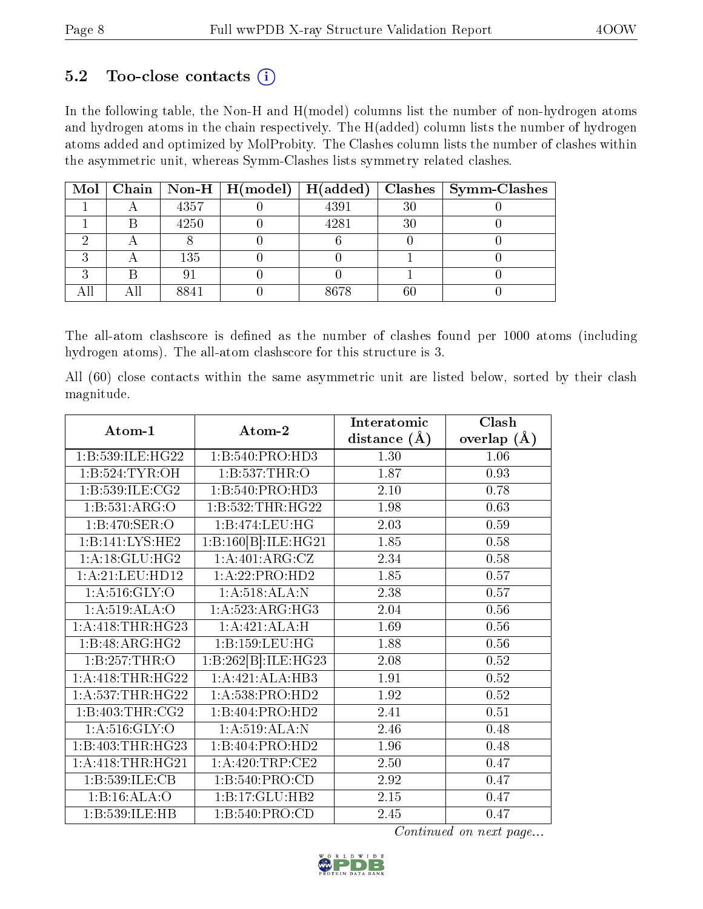### 5.2 Too-close contacts (i)

In the following table, the Non-H and H(model) columns list the number of non-hydrogen atoms and hydrogen atoms in the chain respectively. The H(added) column lists the number of hydrogen atoms added and optimized by MolProbity. The Clashes column lists the number of clashes within the asymmetric unit, whereas Symm-Clashes lists symmetry related clashes.

| Mol | Chain | Non-H | H(model) | H(added) | Clashes | Symm-Clashes |
|---|---|---|---|---|---|---|
| 1 | A | 4357 | 0 | 4391 | 30 | 0 |
| 1 | B | 4250 | 0 | 4281 | 30 | 0 |
| 2 | A | 8 | 0 | 6 | 0 | 0 |
| 3 | A | 135 | 0 | 0 | 1 | 0 |
| 3 | B | 91 | 0 | 0 | 1 | 0 |
| All | All | 8841 | 0 | 8678 | 60 | 0 |

The all-atom clashscore is defined as the number of clashes found per 1000 atoms (including hydrogen atoms). The all-atom clashscore for this structure is 3.

All (60) close contacts within the same asymmetric unit are listed below, sorted by their clash magnitude.

| Atom-1 | Atom-2 | Interatomic distance (Å) | Clash overlap (Å) |
|---|---|---|---|
| 1:B:539:ILE:HG22 | 1:B:540:PRO:HD3 | 1.30 | 1.06 |
| 1:B:524:TYR:OH | 1:B:537:THR:O | 1.87 | 0.93 |
| 1:B:539:ILE:CG2 | 1:B:540:PRO:HD3 | 2.10 | 0.78 |
| 1:B:531:ARG:O | 1:B:532:THR:HG22 | 1.98 | 0.63 |
| 1:B:470:SER:O | 1:B:474:LEU:HG | 2.03 | 0.59 |
| 1:B:141:LYS:HE2 | 1:B:160[B]:ILE:HG21 | 1.85 | 0.58 |
| 1:A:18:GLU:HG2 | 1:A:401:ARG:CZ | 2.34 | 0.58 |
| 1:A:21:LEU:HD12 | 1:A:22:PRO:HD2 | 1.85 | 0.57 |
| 1:A:516:GLY:O | 1:A:518:ALA:N | 2.38 | 0.57 |
| 1:A:519:ALA:O | 1:A:523:ARG:HG3 | 2.04 | 0.56 |
| 1:A:418:THR:HG23 | 1:A:421:ALA:H | 1.69 | 0.56 |
| 1:B:48:ARG:HG2 | 1:B:159:LEU:HG | 1.88 | 0.56 |
| 1:B:257:THR:O | 1:B:262[B]:ILE:HG23 | 2.08 | 0.52 |
| 1:A:418:THR:HG22 | 1:A:421:ALA:HB3 | 1.91 | 0.52 |
| 1:A:537:THR:HG22 | 1:A:538:PRO:HD2 | 1.92 | 0.52 |
| 1:B:403:THR:CG2 | 1:B:404:PRO:HD2 | 2.41 | 0.51 |
| 1:A:516:GLY:O | 1:A:519:ALA:N | 2.46 | 0.48 |
| 1:B:403:THR:HG23 | 1:B:404:PRO:HD2 | 1.96 | 0.48 |
| 1:A:418:THR:HG21 | 1:A:420:TRP:CE2 | 2.50 | 0.47 |
| 1:B:539:ILE:CB | 1:B:540:PRO:CD | 2.92 | 0.47 |
| 1:B:16:ALA:O | 1:B:17:GLU:HB2 | 2.15 | 0.47 |
| 1:B:539:ILE:HB | 1:B:540:PRO:CD | 2.45 | 0.47 |

*Continued on next page...*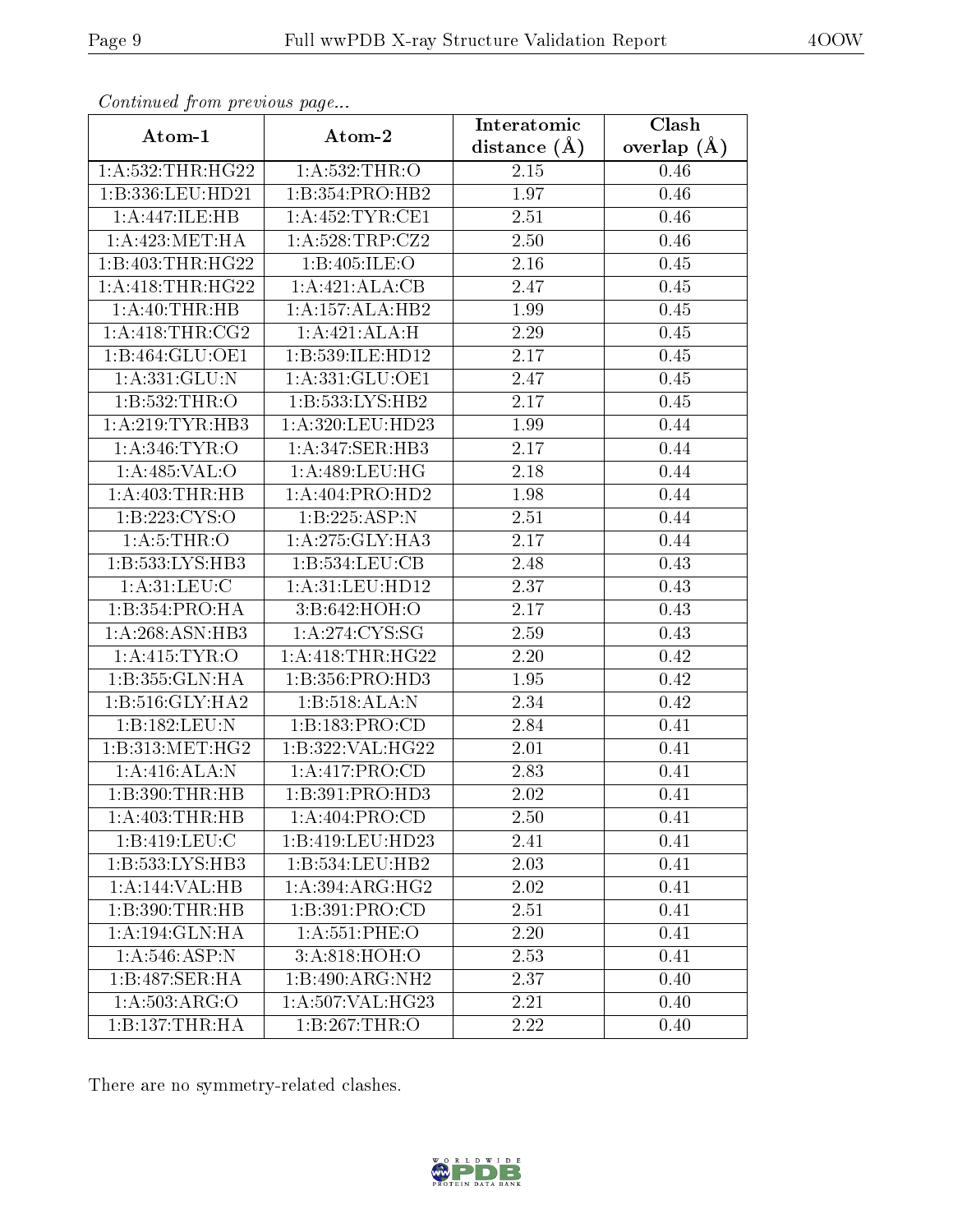*Continued from previous page...*

| Atom-1 | Atom-2 | Interatomic distance (Å) | Clash overlap (Å) |
|---|---|---|---|
| 1:A:532:THR:HG22 | 1:A:532:THR:O | 2.15 | 0.46 |
| 1:B:336:LEU:HD21 | 1:B:354:PRO:HB2 | 1.97 | 0.46 |
| 1:A:447:ILE:HB | 1:A:452:TYR:CE1 | 2.51 | 0.46 |
| 1:A:423:MET:HA | 1:A:528:TRP:CZ2 | 2.50 | 0.46 |
| 1:B:403:THR:HG22 | 1:B:405:ILE:O | 2.16 | 0.45 |
| 1:A:418:THR:HG22 | 1:A:421:ALA:CB | 2.47 | 0.45 |
| 1:A:40:THR:HB | 1:A:157:ALA:HB2 | 1.99 | 0.45 |
| 1:A:418:THR:CG2 | 1:A:421:ALA:H | 2.29 | 0.45 |
| 1:B:464:GLU:OE1 | 1:B:539:ILE:HD12 | 2.17 | 0.45 |
| 1:A:331:GLU:N | 1:A:331:GLU:OE1 | 2.47 | 0.45 |
| 1:B:532:THR:O | 1:B:533:LYS:HB2 | 2.17 | 0.45 |
| 1:A:219:TYR:HB3 | 1:A:320:LEU:HD23 | 1.99 | 0.44 |
| 1:A:346:TYR:O | 1:A:347:SER:HB3 | 2.17 | 0.44 |
| 1:A:485:VAL:O | 1:A:489:LEU:HG | 2.18 | 0.44 |
| 1:A:403:THR:HB | 1:A:404:PRO:HD2 | 1.98 | 0.44 |
| 1:B:223:CYS:O | 1:B:225:ASP:N | 2.51 | 0.44 |
| 1:A:5:THR:O | 1:A:275:GLY:HA3 | 2.17 | 0.44 |
| 1:B:533:LYS:HB3 | 1:B:534:LEU:CB | 2.48 | 0.43 |
| 1:A:31:LEU:C | 1:A:31:LEU:HD12 | 2.37 | 0.43 |
| 1:B:354:PRO:HA | 3:B:642:HOH:O | 2.17 | 0.43 |
| 1:A:268:ASN:HB3 | 1:A:274:CYS:SG | 2.59 | 0.43 |
| 1:A:415:TYR:O | 1:A:418:THR:HG22 | 2.20 | 0.42 |
| 1:B:355:GLN:HA | 1:B:356:PRO:HD3 | 1.95 | 0.42 |
| 1:B:516:GLY:HA2 | 1:B:518:ALA:N | 2.34 | 0.42 |
| 1:B:182:LEU:N | 1:B:183:PRO:CD | 2.84 | 0.41 |
| 1:B:313:MET:HG2 | 1:B:322:VAL:HG22 | 2.01 | 0.41 |
| 1:A:416:ALA:N | 1:A:417:PRO:CD | 2.83 | 0.41 |
| 1:B:390:THR:HB | 1:B:391:PRO:HD3 | 2.02 | 0.41 |
| 1:A:403:THR:HB | 1:A:404:PRO:CD | 2.50 | 0.41 |
| 1:B:419:LEU:C | 1:B:419:LEU:HD23 | 2.41 | 0.41 |
| 1:B:533:LYS:HB3 | 1:B:534:LEU:HB2 | 2.03 | 0.41 |
| 1:A:144:VAL:HB | 1:A:394:ARG:HG2 | 2.02 | 0.41 |
| 1:B:390:THR:HB | 1:B:391:PRO:CD | 2.51 | 0.41 |
| 1:A:194:GLN:HA | 1:A:551:PHE:O | 2.20 | 0.41 |
| 1:A:546:ASP:N | 3:A:818:HOH:O | 2.53 | 0.41 |
| 1:B:487:SER:HA | 1:B:490:ARG:NH2 | 2.37 | 0.40 |
| 1:A:503:ARG:O | 1:A:507:VAL:HG23 | 2.21 | 0.40 |
| 1:B:137:THR:HA | 1:B:267:THR:O | 2.22 | 0.40 |

There are no symmetry-related clashes.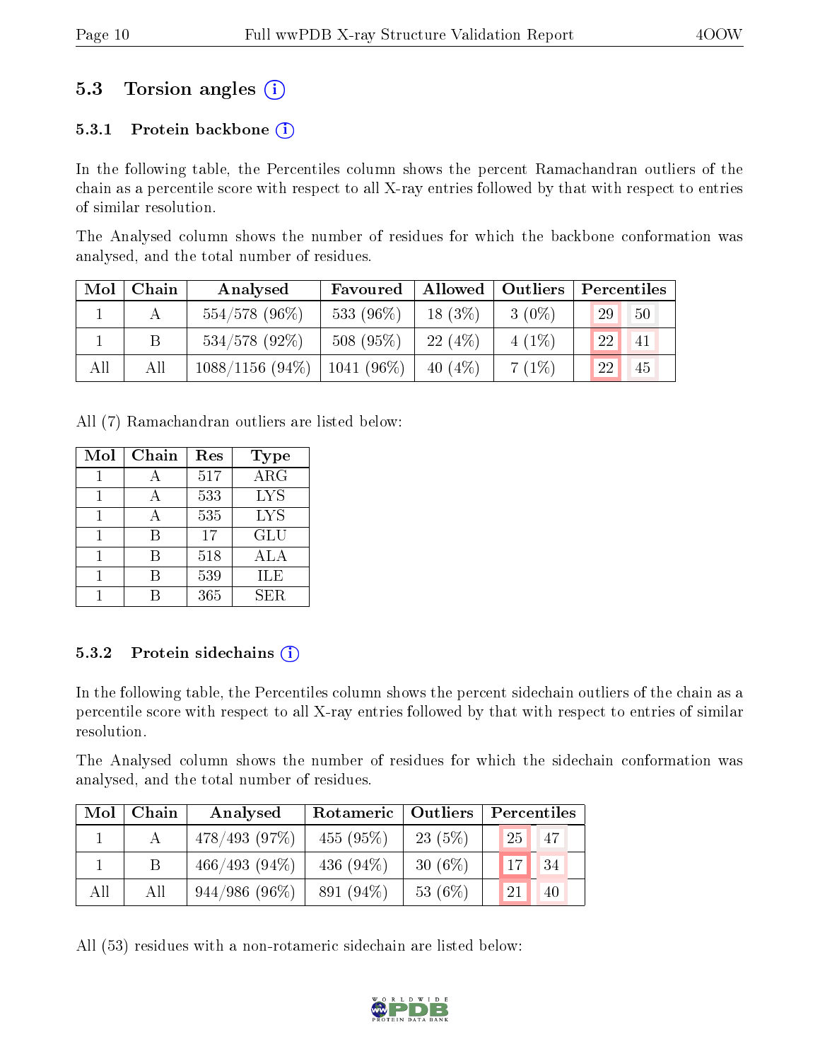## 5.3 Torsion angles (i)

### 5.3.1 Protein backbone (i)

In the following table, the Percentiles column shows the percent Ramachandran outliers of the chain as a percentile score with respect to all X-ray entries followed by that with respect to entries of similar resolution.

The Analysed column shows the number of residues for which the backbone conformation was analysed, and the total number of residues.

| Mol | Chain | Analysed | Favoured | Allowed | Outliers | Percentiles | |
|---|---|---|---|---|---|---|---|
| 1 | A | 554/578 (96%) | 533 (96%) | 18 (3%) | 3 (0%) | 29 | 50 |
| 1 | B | 534/578 (92%) | 508 (95%) | 22 (4%) | 4 (1%) | 22 | 41 |
| All | All | 1088/1156 (94%) | 1041 (96%) | 40 (4%) | 7 (1%) | 22 | 45 |

All (7) Ramachandran outliers are listed below:

| Mol | Chain | Res | Type |
|---|---|---|---|
| 1 | A | 517 | ARG |
| 1 | A | 533 | LYS |
| 1 | A | 535 | LYS |
| 1 | B | 17 | GLU |
| 1 | B | 518 | ALA |
| 1 | B | 539 | ILE |
| 1 | B | 365 | SER |

### 5.3.2 Protein sidechains (i)

In the following table, the Percentiles column shows the percent sidechain outliers of the chain as a percentile score with respect to all X-ray entries followed by that with respect to entries of similar resolution.

The Analysed column shows the number of residues for which the sidechain conformation was analysed, and the total number of residues.

| Mol | Chain | Analysed | Rotameric | Outliers | Percentiles | |
|---|---|---|---|---|---|---|
| 1 | A | 478/493 (97%) | 455 (95%) | 23 (5%) | 25 | 47 |
| 1 | B | 466/493 (94%) | 436 (94%) | 30 (6%) | 17 | 34 |
| All | All | 944/986 (96%) | 891 (94%) | 53 (6%) | 21 | 40 |

All (53) residues with a non-rotameric sidechain are listed below: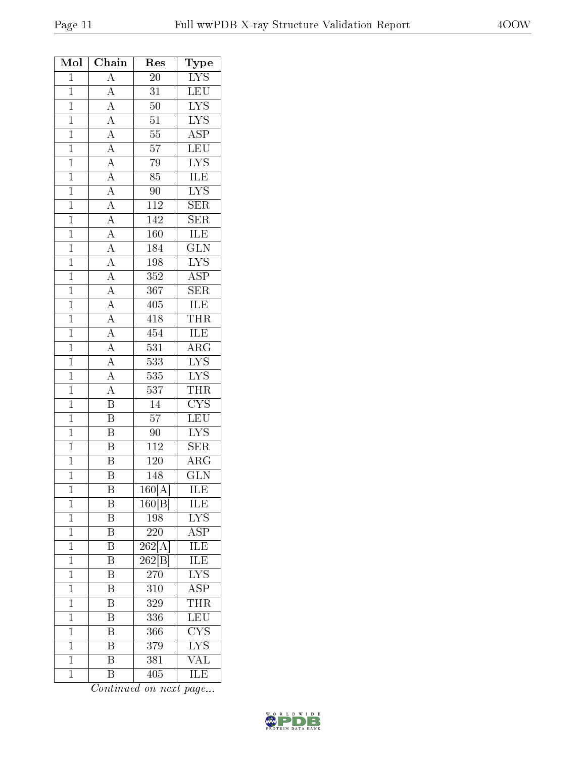| Mol | Chain | Res | Type |
| --- | --- | --- | --- |
| 1 | A | 20 | LYS |
| 1 | A | 31 | LEU |
| 1 | A | 50 | LYS |
| 1 | A | 51 | LYS |
| 1 | A | 55 | ASP |
| 1 | A | 57 | LEU |
| 1 | A | 79 | LYS |
| 1 | A | 85 | ILE |
| 1 | A | 90 | LYS |
| 1 | A | 112 | SER |
| 1 | A | 142 | SER |
| 1 | A | 160 | ILE |
| 1 | A | 184 | GLN |
| 1 | A | 198 | LYS |
| 1 | A | 352 | ASP |
| 1 | A | 367 | SER |
| 1 | A | 405 | ILE |
| 1 | A | 418 | THR |
| 1 | A | 454 | ILE |
| 1 | A | 531 | ARG |
| 1 | A | 533 | LYS |
| 1 | A | 535 | LYS |
| 1 | A | 537 | THR |
| 1 | B | 14 | CYS |
| 1 | B | 57 | LEU |
| 1 | B | 90 | LYS |
| 1 | B | 112 | SER |
| 1 | B | 120 | ARG |
| 1 | B | 148 | GLN |
| 1 | B | 160[A] | ILE |
| 1 | B | 160[B] | ILE |
| 1 | B | 198 | LYS |
| 1 | B | 220 | ASP |
| 1 | B | 262[A] | ILE |
| 1 | B | 262[B] | ILE |
| 1 | B | 270 | LYS |
| 1 | B | 310 | ASP |
| 1 | B | 329 | THR |
| 1 | B | 336 | LEU |
| 1 | B | 366 | CYS |
| 1 | B | 379 | LYS |
| 1 | B | 381 | VAL |
| 1 | B | 405 | ILE |

*Continued on next page...*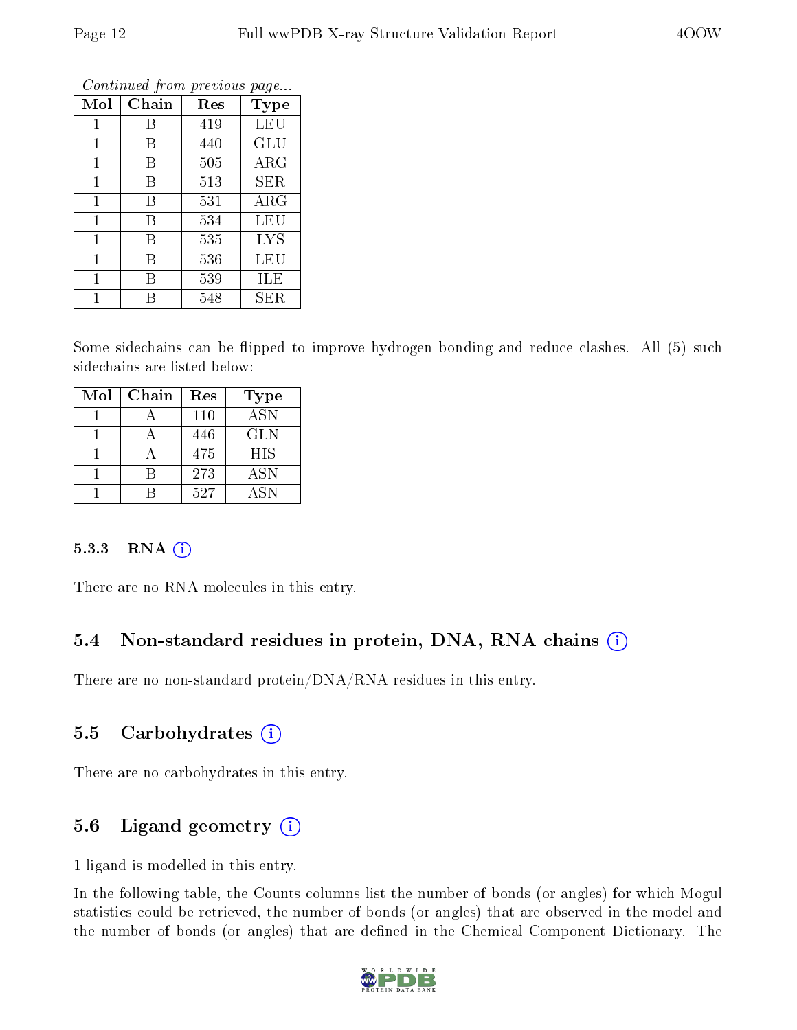*Continued from previous page...*

| Mol | Chain | Res | Type |
|---|---|---|---|
| 1 | B | 419 | LEU |
| 1 | B | 440 | GLU |
| 1 | B | 505 | ARG |
| 1 | B | 513 | SER |
| 1 | B | 531 | ARG |
| 1 | B | 534 | LEU |
| 1 | B | 535 | LYS |
| 1 | B | 536 | LEU |
| 1 | B | 539 | ILE |
| 1 | B | 548 | SER |

Some sidechains can be flipped to improve hydrogen bonding and reduce clashes. All (5) such sidechains are listed below:

| Mol | Chain | Res | Type |
|---|---|---|---|
| 1 | A | 110 | ASN |
| 1 | A | 446 | GLN |
| 1 | A | 475 | HIS |
| 1 | B | 273 | ASN |
| 1 | B | 527 | ASN |

#### 5.3.3 RNA

There are no RNA molecules in this entry.

### 5.4 Non-standard residues in protein, DNA, RNA chains

There are no non-standard protein/DNA/RNA residues in this entry.

### 5.5 Carbohydrates

There are no carbohydrates in this entry.

### 5.6 Ligand geometry

1 ligand is modelled in this entry.

In the following table, the Counts columns list the number of bonds (or angles) for which Mogul statistics could be retrieved, the number of bonds (or angles) that are observed in the model and the number of bonds (or angles) that are defined in the Chemical Component Dictionary. The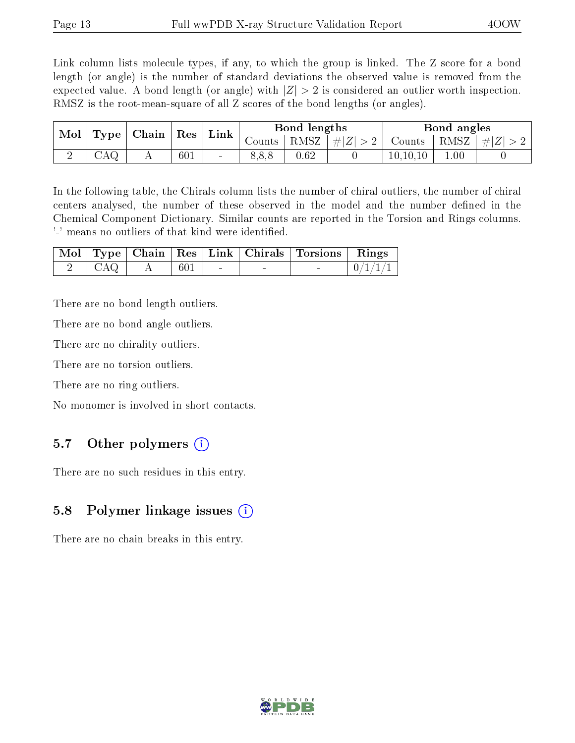Link column lists molecule types, if any, to which the group is linked. The Z score for a bond length (or angle) is the number of standard deviations the observed value is removed from the expected value. A bond length (or angle) with $|Z| > 2$ is considered an outlier worth inspection. RMSZ is the root-mean-square of all Z scores of the bond lengths (or angles).

| Mol | Type | Chain | Res | Link | Bond lengths | | | Bond angles | | |
|---|---|---|---|---|---|---|---|---|---|---|
| | | | | | Counts | RMSZ | $\#|Z| > 2$ | Counts | RMSZ | $\#|Z| > 2$ |
| 2 | CAQ | A | 601 | - | 8,8,8 | 0.62 | 0 | 10,10,10 | 1.00 | 0 |

In the following table, the Chirals column lists the number of chiral outliers, the number of chiral centers analysed, the number of these observed in the model and the number defined in the Chemical Component Dictionary. Similar counts are reported in the Torsion and Rings columns. '-' means no outliers of that kind were identified.

| Mol | Type | Chain | Res | Link | Chirals | Torsions | Rings |
|---|---|---|---|---|---|---|---|
| 2 | CAQ | A | 601 | - | - | - | 0/1/1/1 |

There are no bond length outliers.

There are no bond angle outliers.

There are no chirality outliers.

There are no torsion outliers.

There are no ring outliers.

No monomer is involved in short contacts.

## 5.7 Other polymers

There are no such residues in this entry.

## 5.8 Polymer linkage issues

There are no chain breaks in this entry.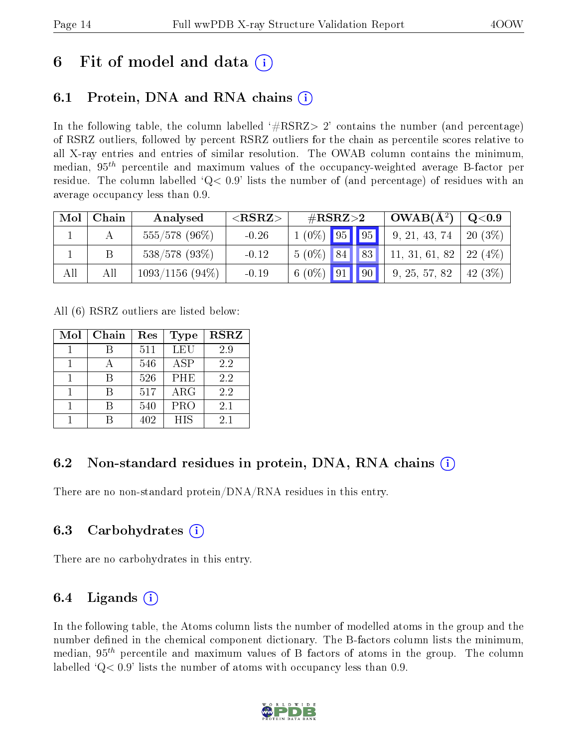# 6 Fit of model and data (i)

## 6.1 Protein, DNA and RNA chains (i)

In the following table, the column labelled '#RSRZ> 2' contains the number (and percentage) of RSRZ outliers, followed by percent RSRZ outliers for the chain as percentile scores relative to all X-ray entries and entries of similar resolution. The OWAB column contains the minimum, median, $95^{th}$ percentile and maximum values of the occupancy-weighted average B-factor per residue. The column labelled 'Q< 0.9' lists the number of (and percentage) of residues with an average occupancy less than 0.9.

| Mol | Chain | Analysed | <RSRZ> | #RSRZ>2 | | | OWAB(Å$^2$) | Q<0.9 |
|---|---|---|---|---|---|---|---|---|
| 1 | A | 555/578 (96%) | -0.26 | 1 (0%) | 95 | 95 | 9, 21, 43, 74 | 20 (3%) |
| 1 | B | 538/578 (93%) | -0.12 | 5 (0%) | 84 | 83 | 11, 31, 61, 82 | 22 (4%) |
| All | All | 1093/1156 (94%) | -0.19 | 6 (0%) | 91 | 90 | 9, 25, 57, 82 | 42 (3%) |

All (6) RSRZ outliers are listed below:

| Mol | Chain | Res | Type | RSRZ |
|---|---|---|---|---|
| 1 | B | 511 | LEU | 2.9 |
| 1 | A | 546 | ASP | 2.2 |
| 1 | B | 526 | PHE | 2.2 |
| 1 | B | 517 | ARG | 2.2 |
| 1 | B | 540 | PRO | 2.1 |
| 1 | B | 402 | HIS | 2.1 |

## 6.2 Non-standard residues in protein, DNA, RNA chains (i)

There are no non-standard protein/DNA/RNA residues in this entry.

## 6.3 Carbohydrates (i)

There are no carbohydrates in this entry.

## 6.4 Ligands (i)

In the following table, the Atoms column lists the number of modelled atoms in the group and the number defined in the chemical component dictionary. The B-factors column lists the minimum, median, $95^{th}$ percentile and maximum values of B factors of atoms in the group. The column labelled 'Q< 0.9' lists the number of atoms with occupancy less than 0.9.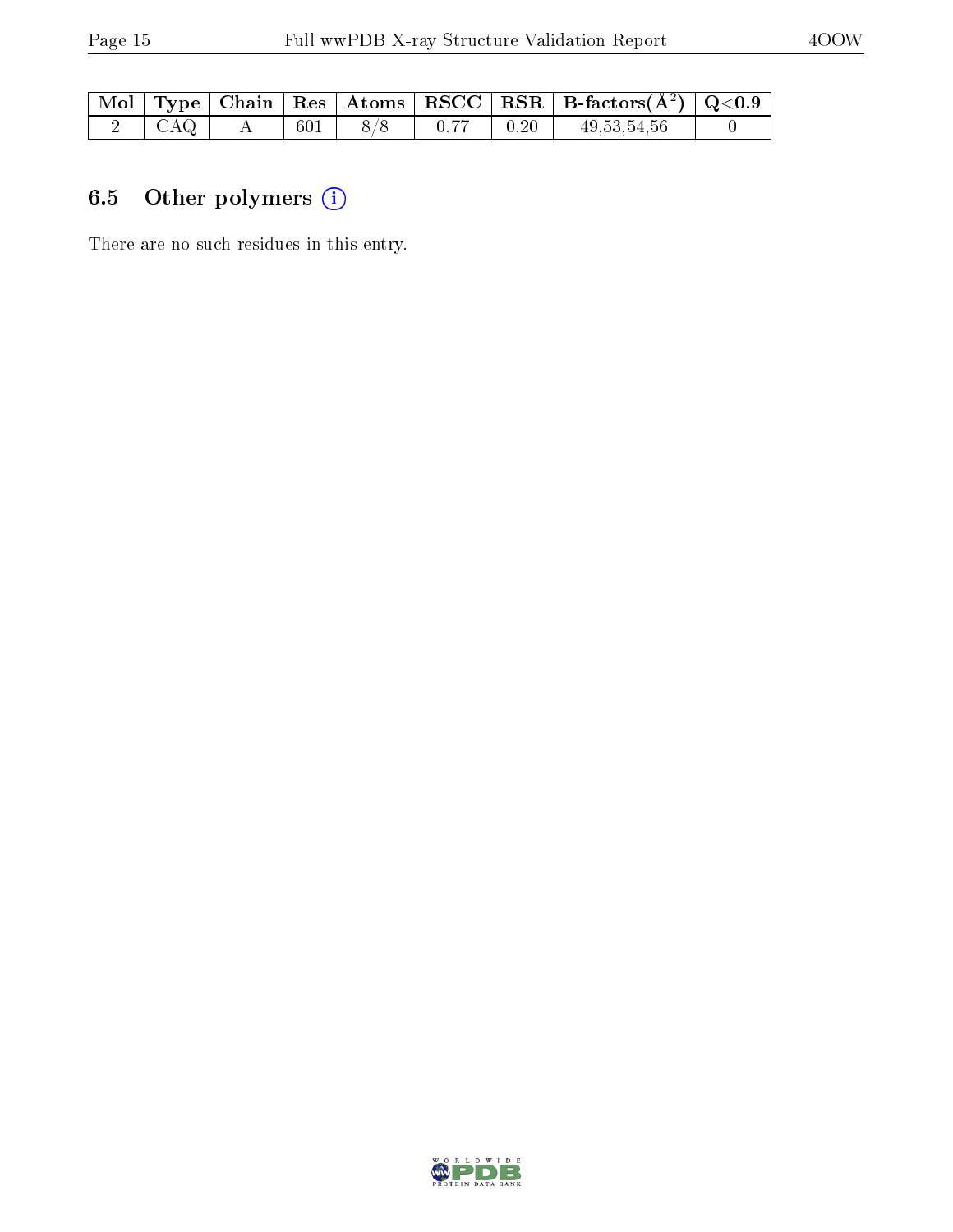| Mol | Type | Chain | Res | Atoms | RSCC | RSR | B-factors($Å^2$) | Q<0.9 |
|---|---|---|---|---|---|---|---|---|
| 2 | CAQ | A | 601 | 8/8 | 0.77 | 0.20 | 49,53,54,56 | 0 |

### 6.5 Other polymers

There are no such residues in this entry.